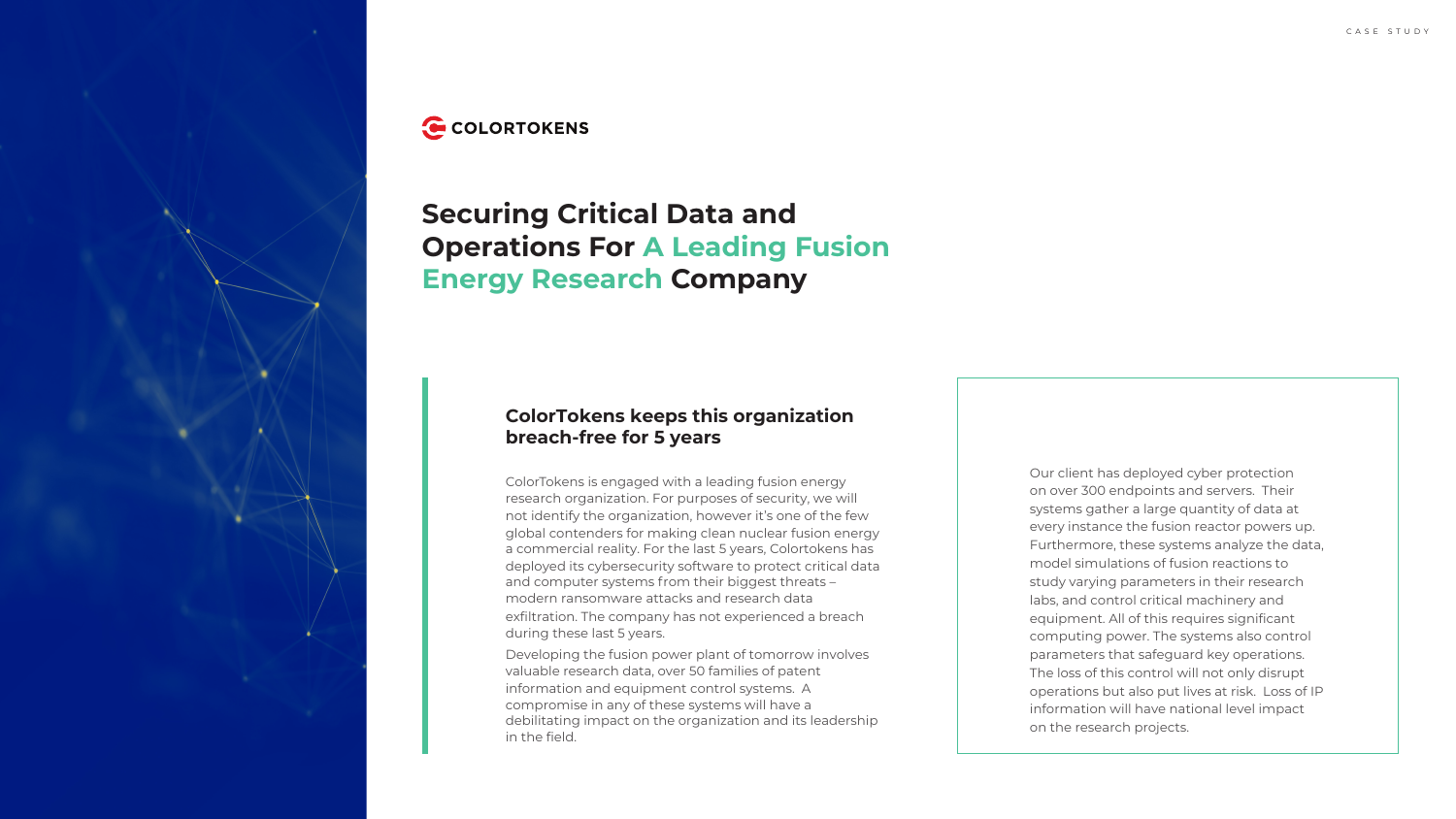CASE STUDY

COLORTOKENS

# Securing Critical Data and Operations For A Leading Fusion Energy Research Company

## ColorTokens keeps this organization breach-free for 5 years

ColorTokens is engaged with a leading fusion energy research organization. For purposes of security, we will not identify the organization, however it's one of the few global contenders for making clean nuclear fusion energy a commercial reality. For the last 5 years, Colortokens has deployed its cybersecurity software to protect critical data and computer systems from their biggest threats – modern ransomware attacks and research data exfiltration. The company has not experienced a breach during these last 5 years.

Developing the fusion power plant of tomorrow involves valuable research data, over 50 families of patent information and equipment control systems. A compromise in any of these systems will have a debilitating impact on the organization and its leadership in the field.

Our client has deployed cyber protection on over 300 endpoints and servers. Their systems gather a large quantity of data at every instance the fusion reactor powers up. Furthermore, these systems analyze the data, model simulations of fusion reactions to study varying parameters in their research labs, and control critical machinery and equipment. All of this requires significant computing power. The systems also control parameters that safeguard key operations. The loss of this control will not only disrupt operations but also put lives at risk. Loss of IP information will have national level impact on the research projects.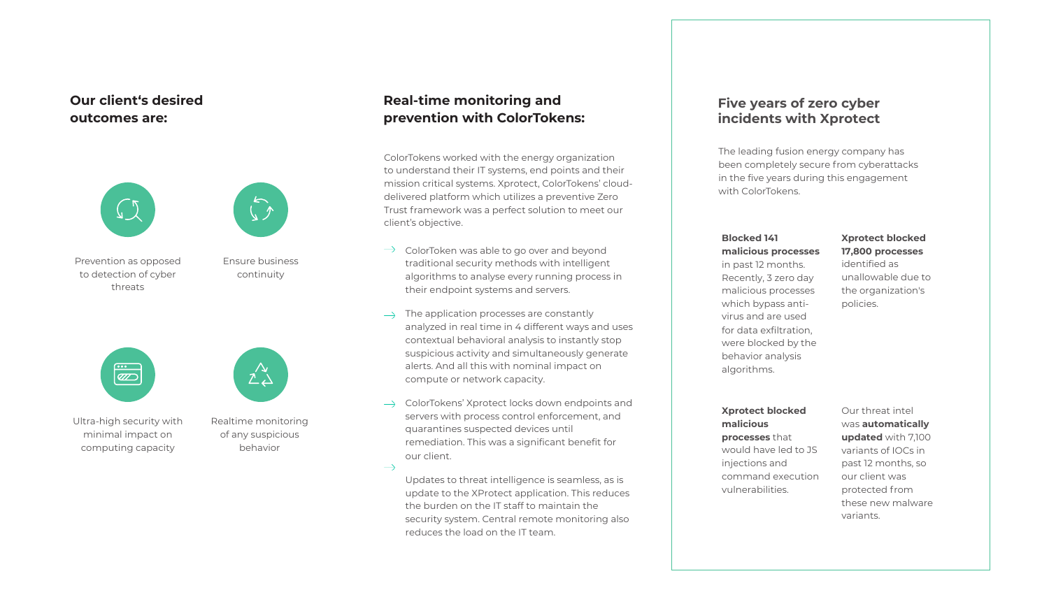## Our client‘s desired outcomes are:

- Prevention as opposed to detection of cyber threats
- Ensure business continuity
- Ultra-high security with minimal impact on computing capacity
- Realtime monitoring of any suspicious behavior

## Real-time monitoring and prevention with ColorTokens:

ColorTokens worked with the energy organization to understand their IT systems, end points and their mission critical systems. Xprotect, ColorTokens' cloud-delivered platform which utilizes a preventive Zero Trust framework was a perfect solution to meet our client's objective.

- ColorToken was able to go over and beyond traditional security methods with intelligent algorithms to analyse every running process in their endpoint systems and servers.
- The application processes are constantly analyzed in real time in 4 different ways and uses contextual behavioral analysis to instantly stop suspicious activity and simultaneously generate alerts. And all this with nominal impact on compute or network capacity.
- ColorTokens' Xprotect locks down endpoints and servers with process control enforcement, and quarantines suspected devices until remediation. This was a significant benefit for our client.
- Updates to threat intelligence is seamless, as is update to the XProtect application. This reduces the burden on the IT staff to maintain the security system. Central remote monitoring also reduces the load on the IT team.

## Five years of zero cyber incidents with Xprotect

The leading fusion energy company has been completely secure from cyberattacks in the five years during this engagement with ColorTokens.

**Blocked 141 malicious processes** in past 12 months. Recently, 3 zero day malicious processes which bypass anti-virus and are used for data exfiltration, were blocked by the behavior analysis algorithms.

**Xprotect blocked 17,800 processes** identified as unallowable due to the organization's policies.

**Xprotect blocked malicious processes** that would have led to JS injections and command execution vulnerabilities.

Our threat intel was **automatically updated** with 7,100 variants of IOCs in past 12 months, so our client was protected from these new malware variants.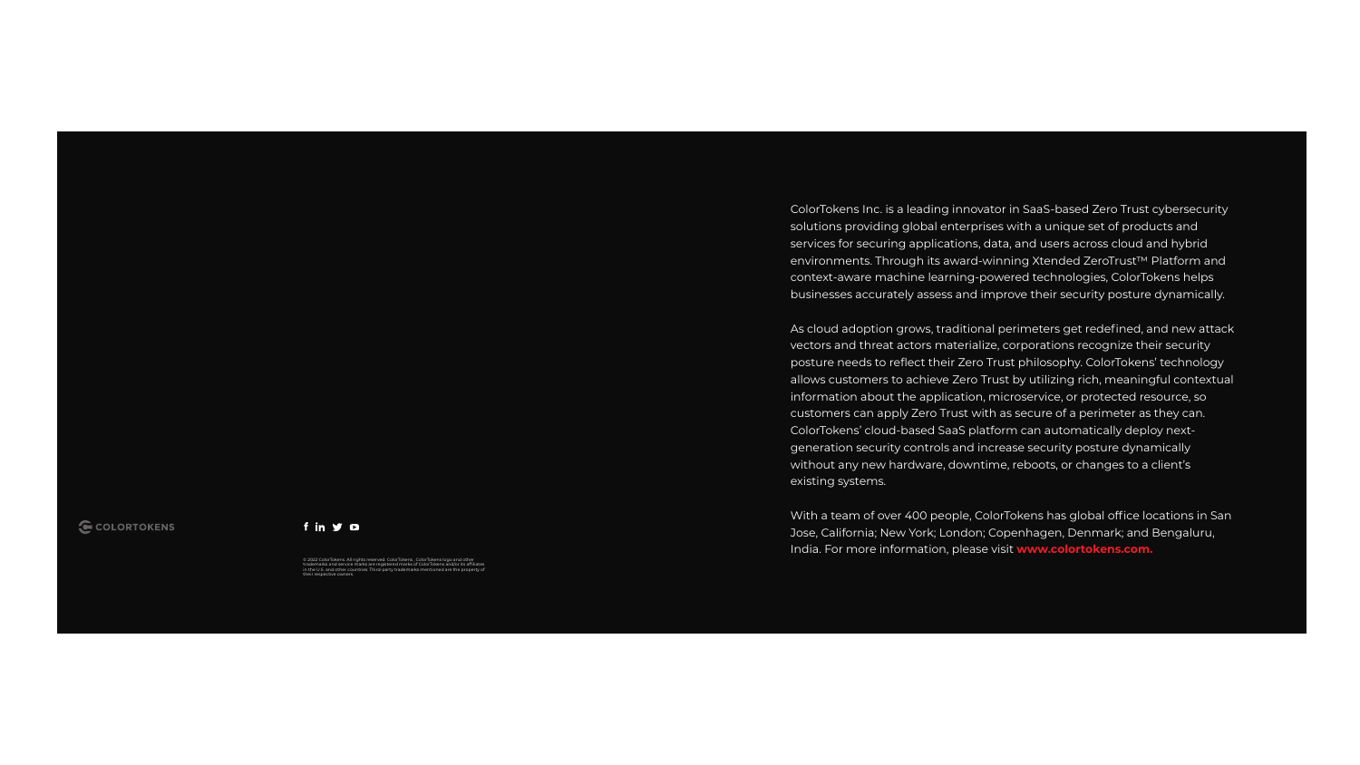ColorTokens Inc. is a leading innovator in SaaS-based Zero Trust cybersecurity solutions providing global enterprises with a unique set of products and services for securing applications, data, and users across cloud and hybrid environments. Through its award-winning Xtended ZeroTrust™ Platform and context-aware machine learning-powered technologies, ColorTokens helps businesses accurately assess and improve their security posture dynamically.

As cloud adoption grows, traditional perimeters get redefined, and new attack vectors and threat actors materialize, corporations recognize their security posture needs to reflect their Zero Trust philosophy. ColorTokens' technology allows customers to achieve Zero Trust by utilizing rich, meaningful contextual information about the application, microservice, or protected resource, so customers can apply Zero Trust with as secure of a perimeter as they can. ColorTokens' cloud-based SaaS platform can automatically deploy next-generation security controls and increase security posture dynamically without any new hardware, downtime, reboots, or changes to a client's existing systems.

With a team of over 400 people, ColorTokens has global office locations in San Jose, California; New York; London; Copenhagen, Denmark; and Bengaluru, India. For more information, please visit **www.colortokens.com.**

COLORTOKENS

© 2022 ColorTokens. All rights reserved. ColorTokens , ColorTokens logo and other trademarks and service marks are registered marks of ColorTokens and/or its affiliates in the U.S. and other countries. Third party trademarks mentioned are the property of their respective owners.